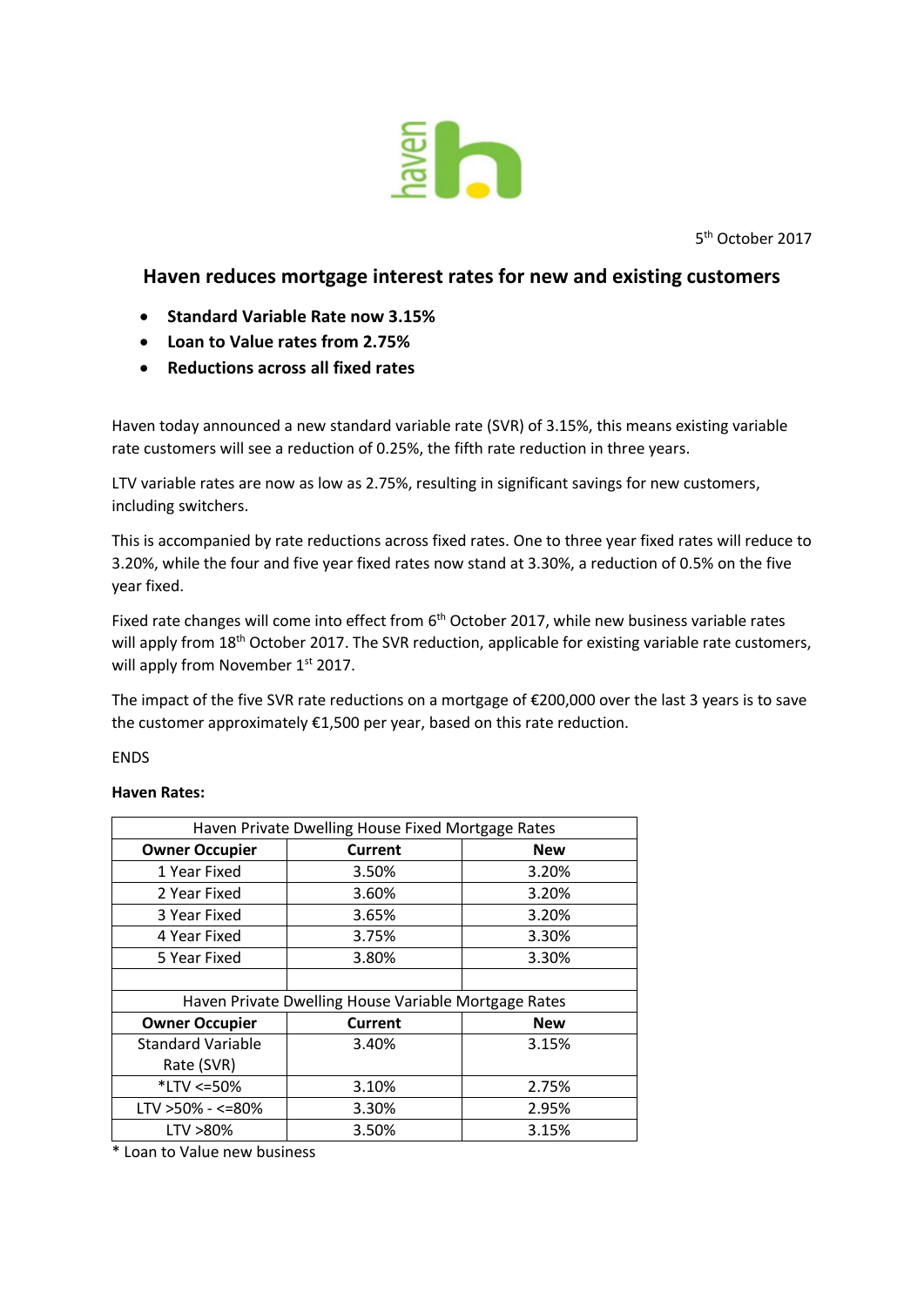5th October 2017

## Haven reduces mortgage interest rates for new and existing customers

- **Standard Variable Rate now 3.15%**
- **Loan to Value rates from 2.75%**
- **Reductions across all fixed rates**

Haven today announced a new standard variable rate (SVR) of 3.15%, this means existing variable rate customers will see a reduction of 0.25%, the fifth rate reduction in three years.

LTV variable rates are now as low as 2.75%, resulting in significant savings for new customers, including switchers.

This is accompanied by rate reductions across fixed rates. One to three year fixed rates will reduce to 3.20%, while the four and five year fixed rates now stand at 3.30%, a reduction of 0.5% on the five year fixed.

Fixed rate changes will come into effect from 6th October 2017, while new business variable rates will apply from 18th October 2017. The SVR reduction, applicable for existing variable rate customers, will apply from November 1st 2017.

The impact of the five SVR rate reductions on a mortgage of €200,000 over the last 3 years is to save the customer approximately €1,500 per year, based on this rate reduction.

ENDS

**Haven Rates:**

| Haven Private Dwelling House Fixed Mortgage Rates | | |
|---|---|---|
| **Owner Occupier** | **Current** | **New** |
| 1 Year Fixed | 3.50% | 3.20% |
| 2 Year Fixed | 3.60% | 3.20% |
| 3 Year Fixed | 3.65% | 3.20% |
| 4 Year Fixed | 3.75% | 3.30% |
| 5 Year Fixed | 3.80% | 3.30% |
| | | |
| Haven Private Dwelling House Variable Mortgage Rates | | |
| **Owner Occupier** | **Current** | **New** |
| Standard Variable Rate (SVR) | 3.40% | 3.15% |
| *LTV <=50% | 3.10% | 2.75% |
| LTV >50% - <=80% | 3.30% | 2.95% |
| LTV >80% | 3.50% | 3.15% |

* Loan to Value new business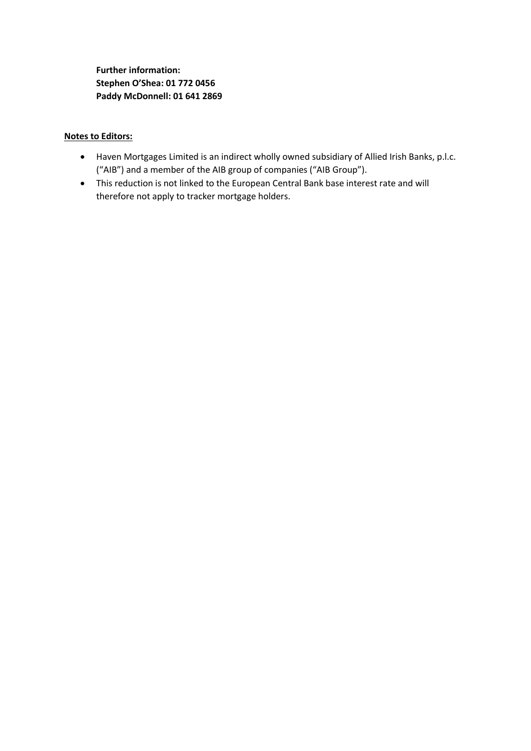**Further information:**
**Stephen O'Shea: 01 772 0456**
**Paddy McDonnell: 01 641 2869**

**Notes to Editors:**

- Haven Mortgages Limited is an indirect wholly owned subsidiary of Allied Irish Banks, p.l.c. ("AIB") and a member of the AIB group of companies ("AIB Group").
- This reduction is not linked to the European Central Bank base interest rate and will therefore not apply to tracker mortgage holders.